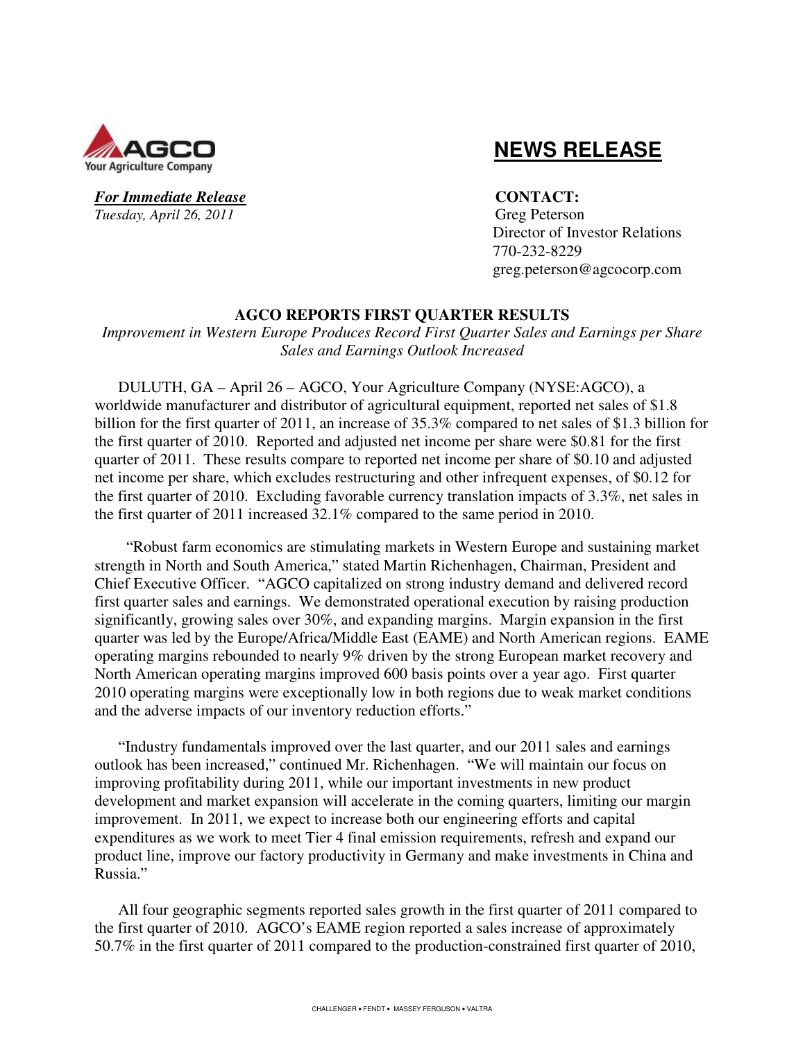AGCO
Your Agriculture Company

# NEWS RELEASE

***For Immediate Release***
*Tuesday, April 26, 2011*

**CONTACT:**
Greg Peterson
Director of Investor Relations
770-232-8229
greg.peterson@agcocorp.com

## AGCO REPORTS FIRST QUARTER RESULTS

*Improvement in Western Europe Produces Record First Quarter Sales and Earnings per Share*
*Sales and Earnings Outlook Increased*

DULUTH, GA – April 26 – AGCO, Your Agriculture Company (NYSE:AGCO), a worldwide manufacturer and distributor of agricultural equipment, reported net sales of $1.8 billion for the first quarter of 2011, an increase of 35.3% compared to net sales of $1.3 billion for the first quarter of 2010. Reported and adjusted net income per share were $0.81 for the first quarter of 2011. These results compare to reported net income per share of $0.10 and adjusted net income per share, which excludes restructuring and other infrequent expenses, of $0.12 for the first quarter of 2010. Excluding favorable currency translation impacts of 3.3%, net sales in the first quarter of 2011 increased 32.1% compared to the same period in 2010.

"Robust farm economics are stimulating markets in Western Europe and sustaining market strength in North and South America," stated Martin Richenhagen, Chairman, President and Chief Executive Officer. "AGCO capitalized on strong industry demand and delivered record first quarter sales and earnings. We demonstrated operational execution by raising production significantly, growing sales over 30%, and expanding margins. Margin expansion in the first quarter was led by the Europe/Africa/Middle East (EAME) and North American regions. EAME operating margins rebounded to nearly 9% driven by the strong European market recovery and North American operating margins improved 600 basis points over a year ago. First quarter 2010 operating margins were exceptionally low in both regions due to weak market conditions and the adverse impacts of our inventory reduction efforts."

"Industry fundamentals improved over the last quarter, and our 2011 sales and earnings outlook has been increased," continued Mr. Richenhagen. "We will maintain our focus on improving profitability during 2011, while our important investments in new product development and market expansion will accelerate in the coming quarters, limiting our margin improvement. In 2011, we expect to increase both our engineering efforts and capital expenditures as we work to meet Tier 4 final emission requirements, refresh and expand our product line, improve our factory productivity in Germany and make investments in China and Russia."

All four geographic segments reported sales growth in the first quarter of 2011 compared to the first quarter of 2010. AGCO's EAME region reported a sales increase of approximately 50.7% in the first quarter of 2011 compared to the production-constrained first quarter of 2010,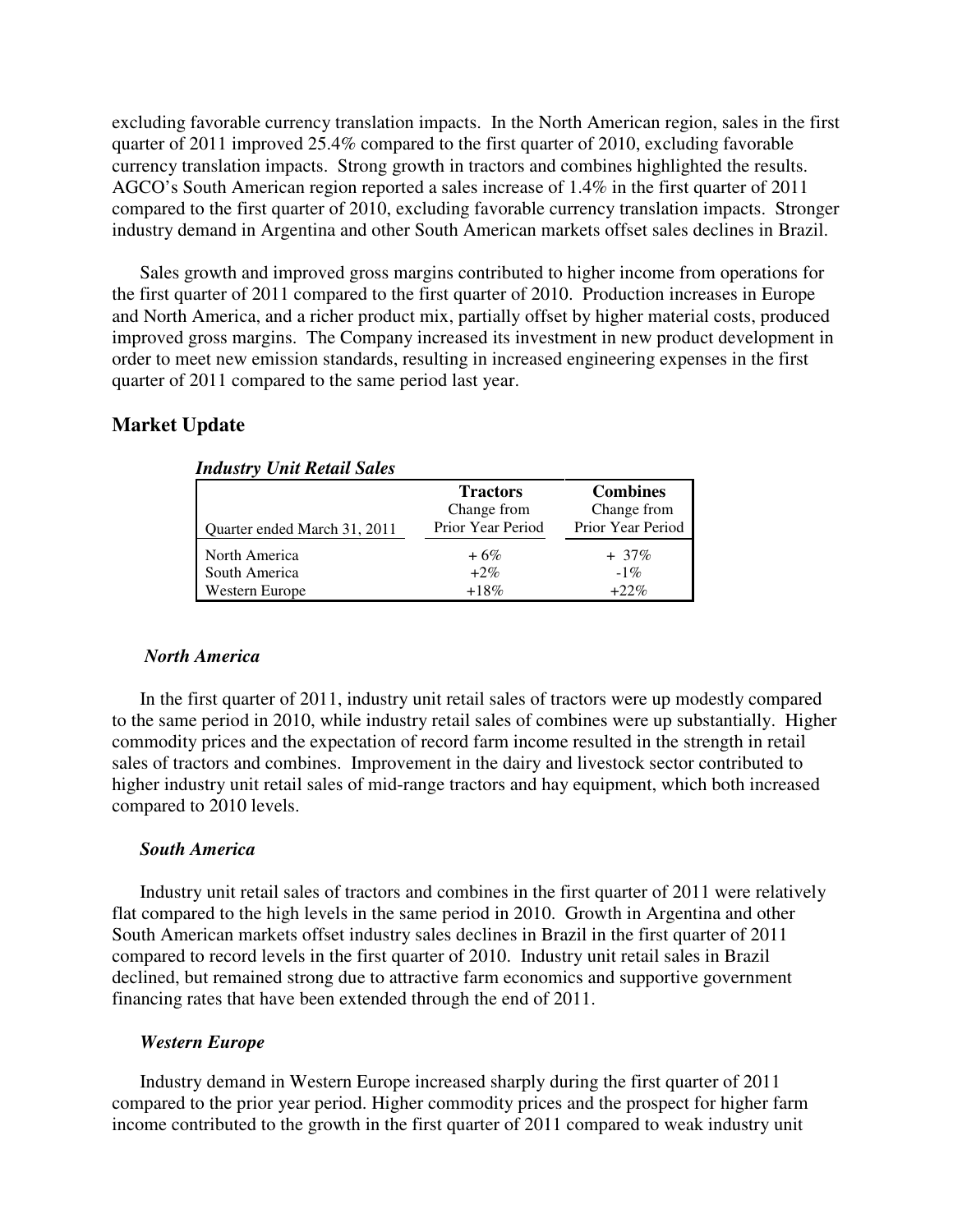excluding favorable currency translation impacts. In the North American region, sales in the first quarter of 2011 improved 25.4% compared to the first quarter of 2010, excluding favorable currency translation impacts. Strong growth in tractors and combines highlighted the results. AGCO's South American region reported a sales increase of 1.4% in the first quarter of 2011 compared to the first quarter of 2010, excluding favorable currency translation impacts. Stronger industry demand in Argentina and other South American markets offset sales declines in Brazil.

Sales growth and improved gross margins contributed to higher income from operations for the first quarter of 2011 compared to the first quarter of 2010. Production increases in Europe and North America, and a richer product mix, partially offset by higher material costs, produced improved gross margins. The Company increased its investment in new product development in order to meet new emission standards, resulting in increased engineering expenses in the first quarter of 2011 compared to the same period last year.

## Market Update

***Industry Unit Retail Sales***

| Quarter ended March 31, 2011 | **Tractors** Change from Prior Year Period | **Combines** Change from Prior Year Period |
|---|---|---|
| North America | + 6% | + 37% |
| South America | +2% | -1% |
| Western Europe | +18% | +22% |

### *North America*

In the first quarter of 2011, industry unit retail sales of tractors were up modestly compared to the same period in 2010, while industry retail sales of combines were up substantially. Higher commodity prices and the expectation of record farm income resulted in the strength in retail sales of tractors and combines. Improvement in the dairy and livestock sector contributed to higher industry unit retail sales of mid-range tractors and hay equipment, which both increased compared to 2010 levels.

### *South America*

Industry unit retail sales of tractors and combines in the first quarter of 2011 were relatively flat compared to the high levels in the same period in 2010. Growth in Argentina and other South American markets offset industry sales declines in Brazil in the first quarter of 2011 compared to record levels in the first quarter of 2010. Industry unit retail sales in Brazil declined, but remained strong due to attractive farm economics and supportive government financing rates that have been extended through the end of 2011.

### *Western Europe*

Industry demand in Western Europe increased sharply during the first quarter of 2011 compared to the prior year period. Higher commodity prices and the prospect for higher farm income contributed to the growth in the first quarter of 2011 compared to weak industry unit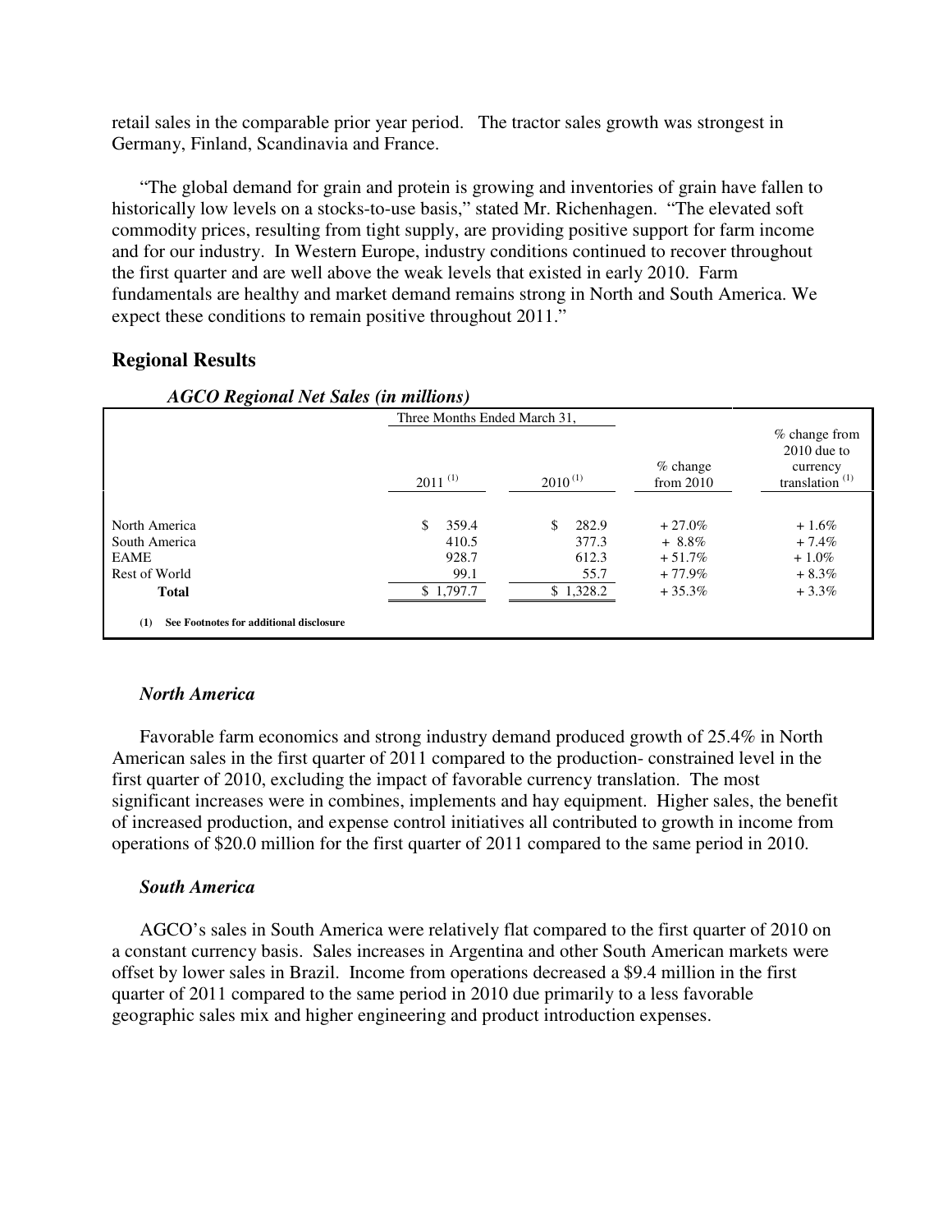retail sales in the comparable prior year period. The tractor sales growth was strongest in Germany, Finland, Scandinavia and France.

"The global demand for grain and protein is growing and inventories of grain have fallen to historically low levels on a stocks-to-use basis," stated Mr. Richenhagen. "The elevated soft commodity prices, resulting from tight supply, are providing positive support for farm income and for our industry. In Western Europe, industry conditions continued to recover throughout the first quarter and are well above the weak levels that existed in early 2010. Farm fundamentals are healthy and market demand remains strong in North and South America. We expect these conditions to remain positive throughout 2011."

## Regional Results

*AGCO Regional Net Sales (in millions)*

| | Three Months Ended March 31, | | | |
|---|---|---|---|---|
| | 2011 [(1)] | 2010 [(1)] | % change from 2010 | % change from 2010 due to currency translation [(1)] |
| North America | $ 359.4 | $ 282.9 | + 27.0% | + 1.6% |
| South America | 410.5 | 377.3 | + 8.8% | + 7.4% |
| EAME | 928.7 | 612.3 | + 51.7% | + 1.0% |
| Rest of World | 99.1 | 55.7 | + 77.9% | + 8.3% |
| **Total** | $ 1,797.7 | $ 1,328.2 | + 35.3% | + 3.3% |

**(1) See Footnotes for additional disclosure**

### *North America*

Favorable farm economics and strong industry demand produced growth of 25.4% in North American sales in the first quarter of 2011 compared to the production- constrained level in the first quarter of 2010, excluding the impact of favorable currency translation. The most significant increases were in combines, implements and hay equipment. Higher sales, the benefit of increased production, and expense control initiatives all contributed to growth in income from operations of $20.0 million for the first quarter of 2011 compared to the same period in 2010.

### *South America*

AGCO's sales in South America were relatively flat compared to the first quarter of 2010 on a constant currency basis. Sales increases in Argentina and other South American markets were offset by lower sales in Brazil. Income from operations decreased a $9.4 million in the first quarter of 2011 compared to the same period in 2010 due primarily to a less favorable geographic sales mix and higher engineering and product introduction expenses.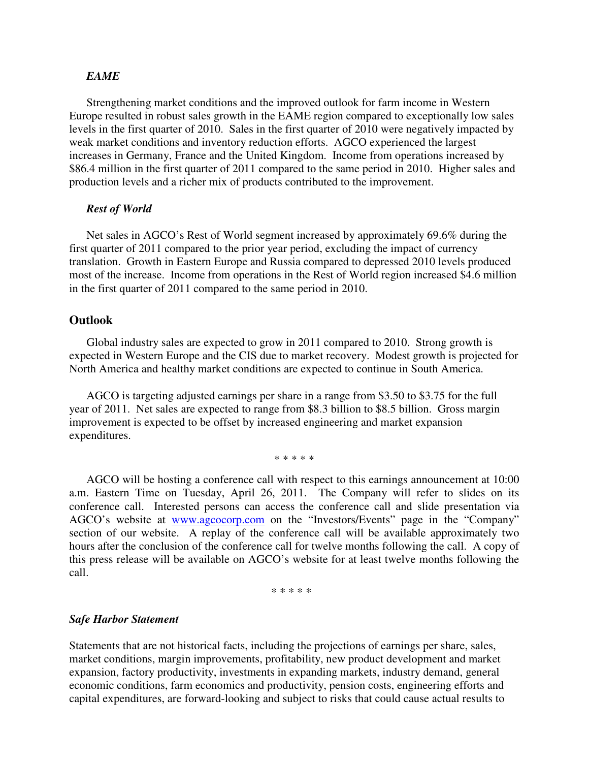*EAME*

Strengthening market conditions and the improved outlook for farm income in Western Europe resulted in robust sales growth in the EAME region compared to exceptionally low sales levels in the first quarter of 2010. Sales in the first quarter of 2010 were negatively impacted by weak market conditions and inventory reduction efforts. AGCO experienced the largest increases in Germany, France and the United Kingdom. Income from operations increased by $86.4 million in the first quarter of 2011 compared to the same period in 2010. Higher sales and production levels and a richer mix of products contributed to the improvement.

*Rest of World*

Net sales in AGCO's Rest of World segment increased by approximately 69.6% during the first quarter of 2011 compared to the prior year period, excluding the impact of currency translation. Growth in Eastern Europe and Russia compared to depressed 2010 levels produced most of the increase. Income from operations in the Rest of World region increased $4.6 million in the first quarter of 2011 compared to the same period in 2010.

## Outlook

Global industry sales are expected to grow in 2011 compared to 2010. Strong growth is expected in Western Europe and the CIS due to market recovery. Modest growth is projected for North America and healthy market conditions are expected to continue in South America.

AGCO is targeting adjusted earnings per share in a range from $3.50 to $3.75 for the full year of 2011. Net sales are expected to range from $8.3 billion to $8.5 billion. Gross margin improvement is expected to be offset by increased engineering and market expansion expenditures.

\* \* \* \* \*

AGCO will be hosting a conference call with respect to this earnings announcement at 10:00 a.m. Eastern Time on Tuesday, April 26, 2011. The Company will refer to slides on its conference call. Interested persons can access the conference call and slide presentation via AGCO's website at www.agcocorp.com on the "Investors/Events" page in the "Company" section of our website. A replay of the conference call will be available approximately two hours after the conclusion of the conference call for twelve months following the call. A copy of this press release will be available on AGCO's website for at least twelve months following the call.

\* \* \* \* \*

***Safe Harbor Statement***

Statements that are not historical facts, including the projections of earnings per share, sales, market conditions, margin improvements, profitability, new product development and market expansion, factory productivity, investments in expanding markets, industry demand, general economic conditions, farm economics and productivity, pension costs, engineering efforts and capital expenditures, are forward-looking and subject to risks that could cause actual results to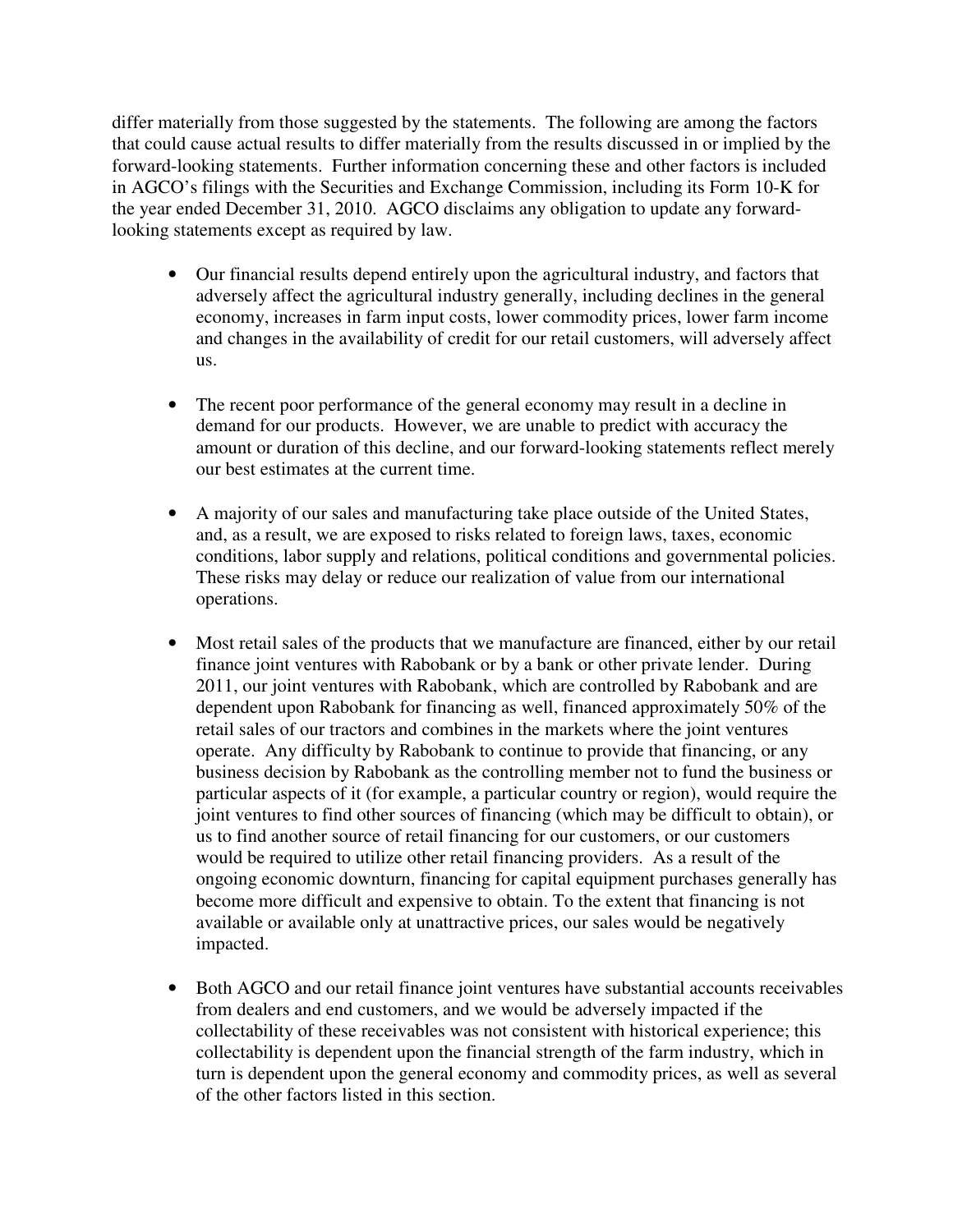differ materially from those suggested by the statements. The following are among the factors that could cause actual results to differ materially from the results discussed in or implied by the forward-looking statements. Further information concerning these and other factors is included in AGCO's filings with the Securities and Exchange Commission, including its Form 10-K for the year ended December 31, 2010. AGCO disclaims any obligation to update any forward-looking statements except as required by law.

- Our financial results depend entirely upon the agricultural industry, and factors that adversely affect the agricultural industry generally, including declines in the general economy, increases in farm input costs, lower commodity prices, lower farm income and changes in the availability of credit for our retail customers, will adversely affect us.

- The recent poor performance of the general economy may result in a decline in demand for our products. However, we are unable to predict with accuracy the amount or duration of this decline, and our forward-looking statements reflect merely our best estimates at the current time.

- A majority of our sales and manufacturing take place outside of the United States, and, as a result, we are exposed to risks related to foreign laws, taxes, economic conditions, labor supply and relations, political conditions and governmental policies. These risks may delay or reduce our realization of value from our international operations.

- Most retail sales of the products that we manufacture are financed, either by our retail finance joint ventures with Rabobank or by a bank or other private lender. During 2011, our joint ventures with Rabobank, which are controlled by Rabobank and are dependent upon Rabobank for financing as well, financed approximately 50% of the retail sales of our tractors and combines in the markets where the joint ventures operate. Any difficulty by Rabobank to continue to provide that financing, or any business decision by Rabobank as the controlling member not to fund the business or particular aspects of it (for example, a particular country or region), would require the joint ventures to find other sources of financing (which may be difficult to obtain), or us to find another source of retail financing for our customers, or our customers would be required to utilize other retail financing providers. As a result of the ongoing economic downturn, financing for capital equipment purchases generally has become more difficult and expensive to obtain. To the extent that financing is not available or available only at unattractive prices, our sales would be negatively impacted.

- Both AGCO and our retail finance joint ventures have substantial accounts receivables from dealers and end customers, and we would be adversely impacted if the collectability of these receivables was not consistent with historical experience; this collectability is dependent upon the financial strength of the farm industry, which in turn is dependent upon the general economy and commodity prices, as well as several of the other factors listed in this section.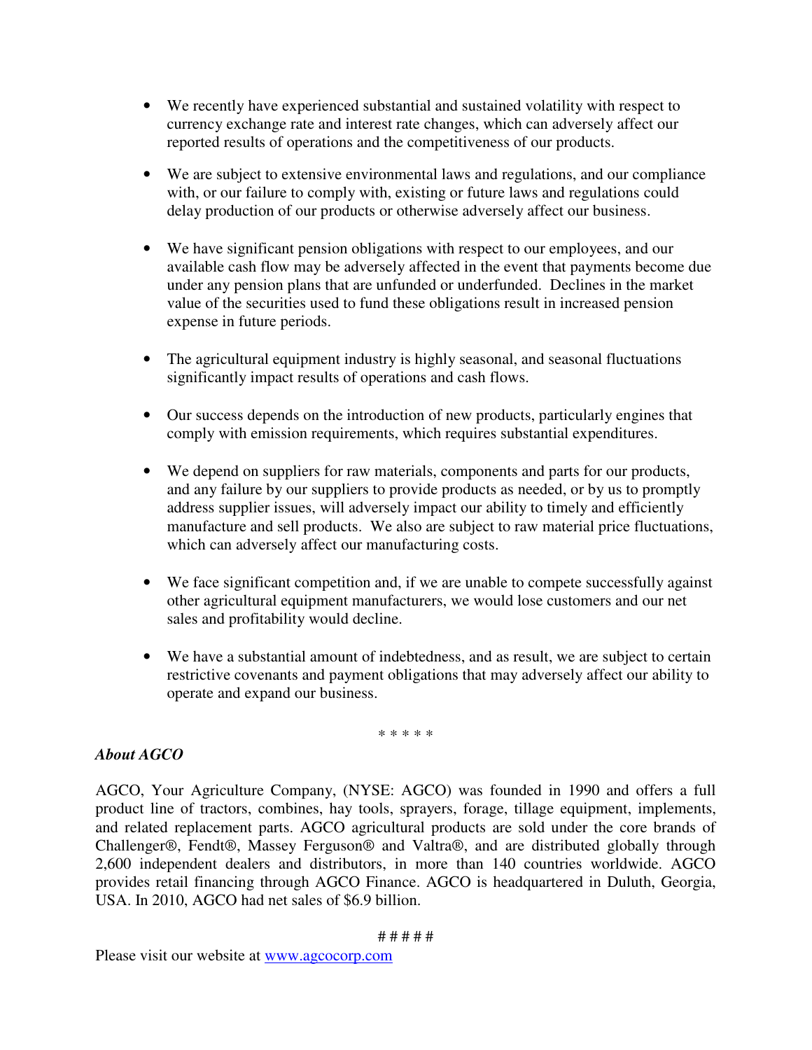- We recently have experienced substantial and sustained volatility with respect to currency exchange rate and interest rate changes, which can adversely affect our reported results of operations and the competitiveness of our products.

- We are subject to extensive environmental laws and regulations, and our compliance with, or our failure to comply with, existing or future laws and regulations could delay production of our products or otherwise adversely affect our business.

- We have significant pension obligations with respect to our employees, and our available cash flow may be adversely affected in the event that payments become due under any pension plans that are unfunded or underfunded. Declines in the market value of the securities used to fund these obligations result in increased pension expense in future periods.

- The agricultural equipment industry is highly seasonal, and seasonal fluctuations significantly impact results of operations and cash flows.

- Our success depends on the introduction of new products, particularly engines that comply with emission requirements, which requires substantial expenditures.

- We depend on suppliers for raw materials, components and parts for our products, and any failure by our suppliers to provide products as needed, or by us to promptly address supplier issues, will adversely impact our ability to timely and efficiently manufacture and sell products. We also are subject to raw material price fluctuations, which can adversely affect our manufacturing costs.

- We face significant competition and, if we are unable to compete successfully against other agricultural equipment manufacturers, we would lose customers and our net sales and profitability would decline.

- We have a substantial amount of indebtedness, and as result, we are subject to certain restrictive covenants and payment obligations that may adversely affect our ability to operate and expand our business.

\* \* \* \* \*

***About AGCO***

AGCO, Your Agriculture Company, (NYSE: AGCO) was founded in 1990 and offers a full product line of tractors, combines, hay tools, sprayers, forage, tillage equipment, implements, and related replacement parts. AGCO agricultural products are sold under the core brands of Challenger®, Fendt®, Massey Ferguson® and Valtra®, and are distributed globally through 2,600 independent dealers and distributors, in more than 140 countries worldwide. AGCO provides retail financing through AGCO Finance. AGCO is headquartered in Duluth, Georgia, USA. In 2010, AGCO had net sales of $6.9 billion.

# # # # #

Please visit our website at [www.agcocorp.com](www.agcocorp.com)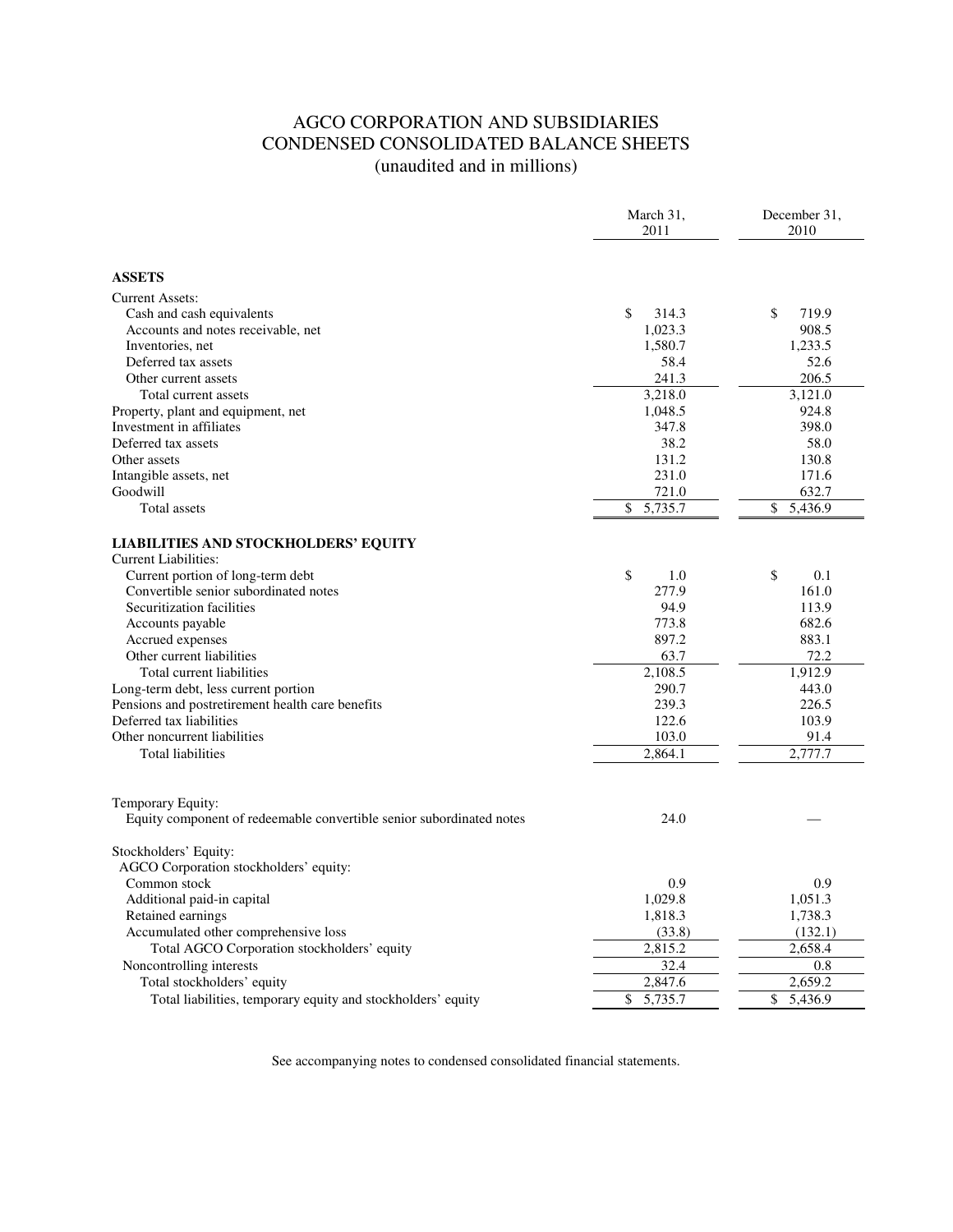# AGCO CORPORATION AND SUBSIDIARIES
## CONDENSED CONSOLIDATED BALANCE SHEETS
(unaudited and in millions)

| | March 31, 2011 | December 31, 2010 |
|---|---|---|
| **ASSETS** | | |
| Current Assets: | | |
| Cash and cash equivalents | $ 314.3 | $ 719.9 |
| Accounts and notes receivable, net | 1,023.3 | 908.5 |
| Inventories, net | 1,580.7 | 1,233.5 |
| Deferred tax assets | 58.4 | 52.6 |
| Other current assets | 241.3 | 206.5 |
| Total current assets | 3,218.0 | 3,121.0 |
| Property, plant and equipment, net | 1,048.5 | 924.8 |
| Investment in affiliates | 347.8 | 398.0 |
| Deferred tax assets | 38.2 | 58.0 |
| Other assets | 131.2 | 130.8 |
| Intangible assets, net | 231.0 | 171.6 |
| Goodwill | 721.0 | 632.7 |
| Total assets | $ 5,735.7 | $ 5,436.9 |
| **LIABILITIES AND STOCKHOLDERS' EQUITY** | | |
| Current Liabilities: | | |
| Current portion of long-term debt | $ 1.0 | $ 0.1 |
| Convertible senior subordinated notes | 277.9 | 161.0 |
| Securitization facilities | 94.9 | 113.9 |
| Accounts payable | 773.8 | 682.6 |
| Accrued expenses | 897.2 | 883.1 |
| Other current liabilities | 63.7 | 72.2 |
| Total current liabilities | 2,108.5 | 1,912.9 |
| Long-term debt, less current portion | 290.7 | 443.0 |
| Pensions and postretirement health care benefits | 239.3 | 226.5 |
| Deferred tax liabilities | 122.6 | 103.9 |
| Other noncurrent liabilities | 103.0 | 91.4 |
| Total liabilities | 2,864.1 | 2,777.7 |
| Temporary Equity: | | |
| Equity component of redeemable convertible senior subordinated notes | 24.0 | — |
| Stockholders' Equity: | | |
| AGCO Corporation stockholders' equity: | | |
| Common stock | 0.9 | 0.9 |
| Additional paid-in capital | 1,029.8 | 1,051.3 |
| Retained earnings | 1,818.3 | 1,738.3 |
| Accumulated other comprehensive loss | (33.8) | (132.1) |
| Total AGCO Corporation stockholders' equity | 2,815.2 | 2,658.4 |
| Noncontrolling interests | 32.4 | 0.8 |
| Total stockholders' equity | 2,847.6 | 2,659.2 |
| Total liabilities, temporary equity and stockholders' equity | $ 5,735.7 | $ 5,436.9 |

See accompanying notes to condensed consolidated financial statements.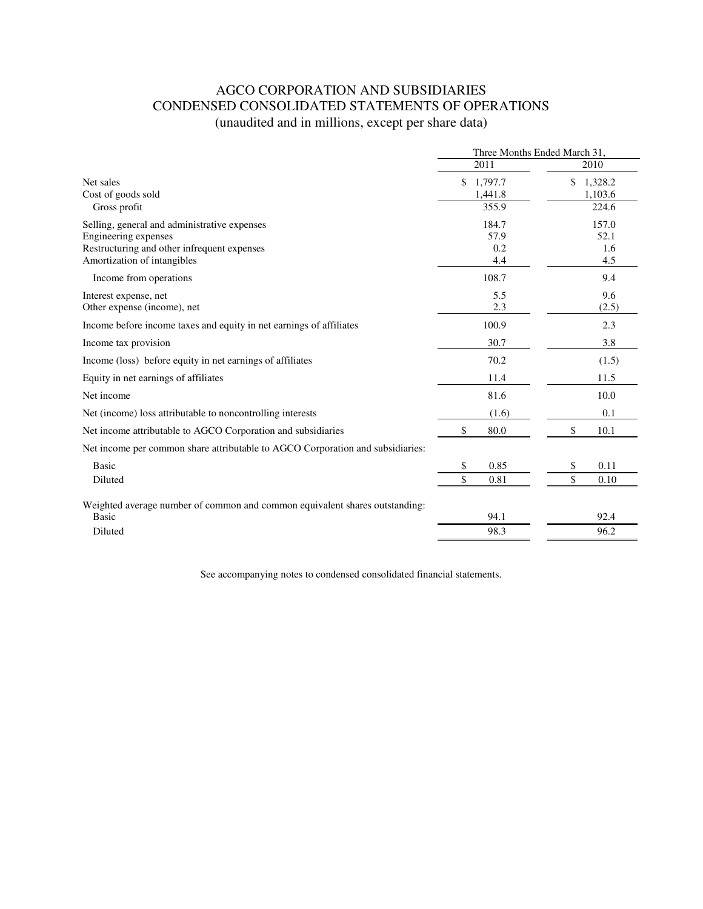# AGCO CORPORATION AND SUBSIDIARIES
## CONDENSED CONSOLIDATED STATEMENTS OF OPERATIONS
(unaudited and in millions, except per share data)

| | Three Months Ended March 31, | |
|---|---|---|
| | 2011 | 2010 |
| Net sales | $ 1,797.7 | $ 1,328.2 |
| Cost of goods sold | 1,441.8 | 1,103.6 |
| Gross profit | 355.9 | 224.6 |
| Selling, general and administrative expenses | 184.7 | 157.0 |
| Engineering expenses | 57.9 | 52.1 |
| Restructuring and other infrequent expenses | 0.2 | 1.6 |
| Amortization of intangibles | 4.4 | 4.5 |
| Income from operations | 108.7 | 9.4 |
| Interest expense, net | 5.5 | 9.6 |
| Other expense (income), net | 2.3 | (2.5) |
| Income before income taxes and equity in net earnings of affiliates | 100.9 | 2.3 |
| Income tax provision | 30.7 | 3.8 |
| Income (loss) before equity in net earnings of affiliates | 70.2 | (1.5) |
| Equity in net earnings of affiliates | 11.4 | 11.5 |
| Net income | 81.6 | 10.0 |
| Net (income) loss attributable to noncontrolling interests | (1.6) | 0.1 |
| Net income attributable to AGCO Corporation and subsidiaries | $ 80.0 | $ 10.1 |
| Net income per common share attributable to AGCO Corporation and subsidiaries: | | |
| Basic | $ 0.85 | $ 0.11 |
| Diluted | $ 0.81 | $ 0.10 |
| Weighted average number of common and common equivalent shares outstanding: | | |
| Basic | 94.1 | 92.4 |
| Diluted | 98.3 | 96.2 |

See accompanying notes to condensed consolidated financial statements.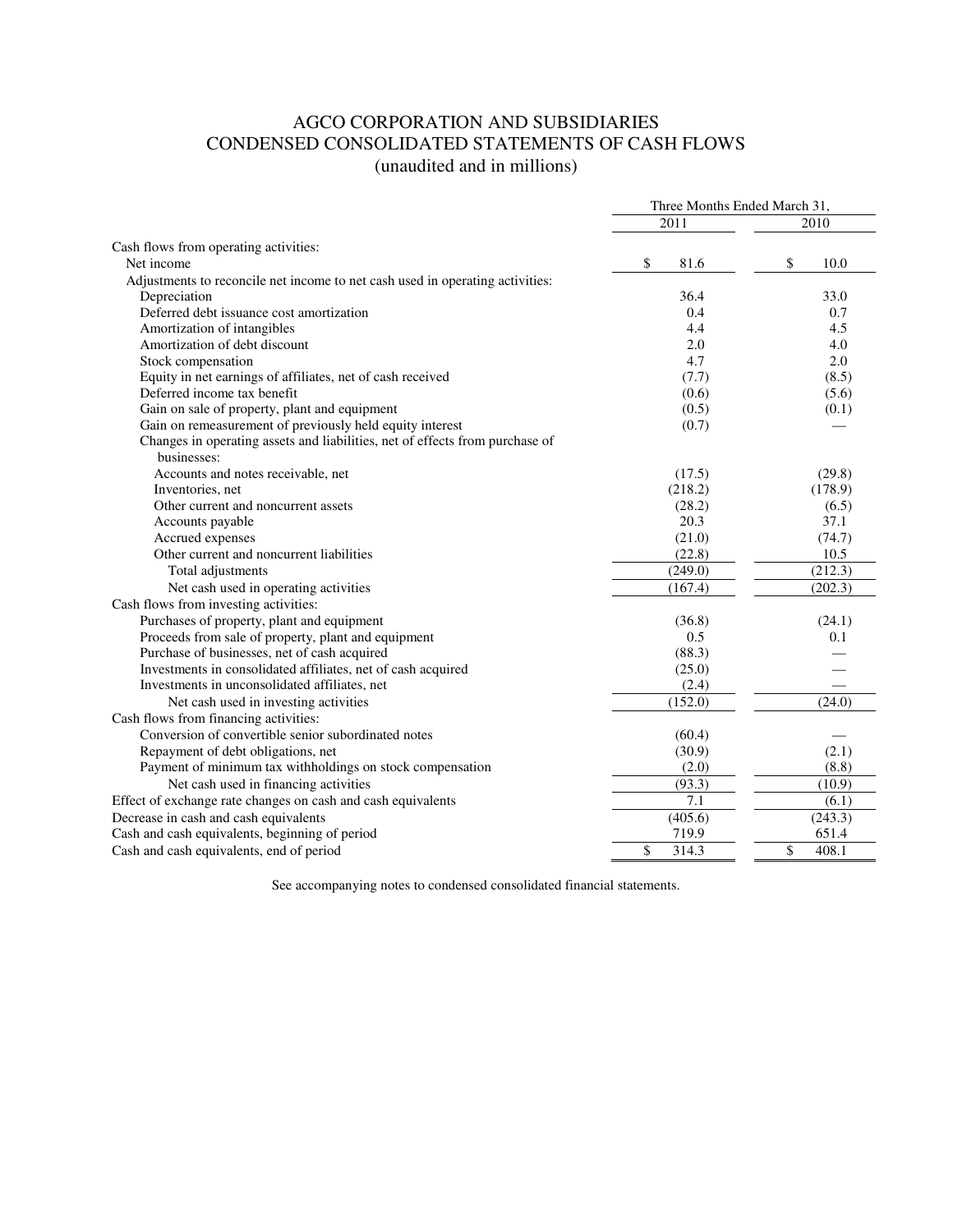# AGCO CORPORATION AND SUBSIDIARIES
## CONDENSED CONSOLIDATED STATEMENTS OF CASH FLOWS
(unaudited and in millions)

| | Three Months Ended March 31, | |
|---|---|---|
| | 2011 | 2010 |
| Cash flows from operating activities: | | |
| Net income | $ 81.6 | $ 10.0 |
| Adjustments to reconcile net income to net cash used in operating activities: | | |
| Depreciation | 36.4 | 33.0 |
| Deferred debt issuance cost amortization | 0.4 | 0.7 |
| Amortization of intangibles | 4.4 | 4.5 |
| Amortization of debt discount | 2.0 | 4.0 |
| Stock compensation | 4.7 | 2.0 |
| Equity in net earnings of affiliates, net of cash received | (7.7) | (8.5) |
| Deferred income tax benefit | (0.6) | (5.6) |
| Gain on sale of property, plant and equipment | (0.5) | (0.1) |
| Gain on remeasurement of previously held equity interest | (0.7) | — |
| Changes in operating assets and liabilities, net of effects from purchase of businesses: | | |
| Accounts and notes receivable, net | (17.5) | (29.8) |
| Inventories, net | (218.2) | (178.9) |
| Other current and noncurrent assets | (28.2) | (6.5) |
| Accounts payable | 20.3 | 37.1 |
| Accrued expenses | (21.0) | (74.7) |
| Other current and noncurrent liabilities | (22.8) | 10.5 |
| Total adjustments | (249.0) | (212.3) |
| Net cash used in operating activities | (167.4) | (202.3) |
| Cash flows from investing activities: | | |
| Purchases of property, plant and equipment | (36.8) | (24.1) |
| Proceeds from sale of property, plant and equipment | 0.5 | 0.1 |
| Purchase of businesses, net of cash acquired | (88.3) | — |
| Investments in consolidated affiliates, net of cash acquired | (25.0) | — |
| Investments in unconsolidated affiliates, net | (2.4) | — |
| Net cash used in investing activities | (152.0) | (24.0) |
| Cash flows from financing activities: | | |
| Conversion of convertible senior subordinated notes | (60.4) | — |
| Repayment of debt obligations, net | (30.9) | (2.1) |
| Payment of minimum tax withholdings on stock compensation | (2.0) | (8.8) |
| Net cash used in financing activities | (93.3) | (10.9) |
| Effect of exchange rate changes on cash and cash equivalents | 7.1 | (6.1) |
| Decrease in cash and cash equivalents | (405.6) | (243.3) |
| Cash and cash equivalents, beginning of period | 719.9 | 651.4 |
| Cash and cash equivalents, end of period | $ 314.3 | $ 408.1 |

See accompanying notes to condensed consolidated financial statements.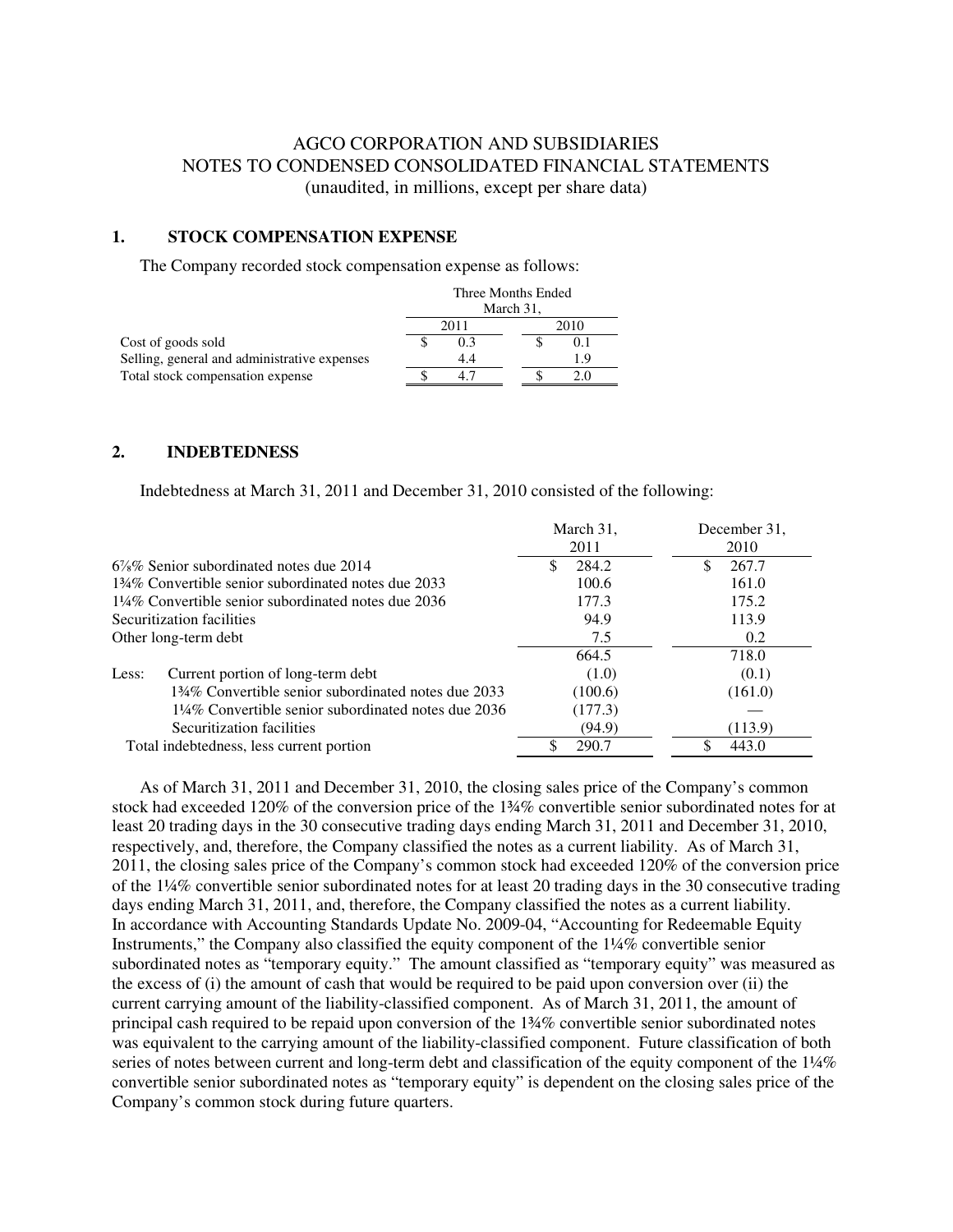AGCO CORPORATION AND SUBSIDIARIES
NOTES TO CONDENSED CONSOLIDATED FINANCIAL STATEMENTS
(unaudited, in millions, except per share data)

## 1. STOCK COMPENSATION EXPENSE

The Company recorded stock compensation expense as follows:

| | Three Months Ended March 31, | |
|---|---|---|
| | 2011 | 2010 |
| Cost of goods sold | $ 0.3 | $ 0.1 |
| Selling, general and administrative expenses | 4.4 | 1.9 |
| Total stock compensation expense | $ 4.7 | $ 2.0 |

## 2. INDEBTEDNESS

Indebtedness at March 31, 2011 and December 31, 2010 consisted of the following:

| | March 31, 2011 | December 31, 2010 |
|---|---|---|
| 6⅞% Senior subordinated notes due 2014 | $ 284.2 | $ 267.7 |
| 1¾% Convertible senior subordinated notes due 2033 | 100.6 | 161.0 |
| 1¼% Convertible senior subordinated notes due 2036 | 177.3 | 175.2 |
| Securitization facilities | 94.9 | 113.9 |
| Other long-term debt | 7.5 | 0.2 |
| | 664.5 | 718.0 |
| Less: Current portion of long-term debt | (1.0) | (0.1) |
| 1¾% Convertible senior subordinated notes due 2033 | (100.6) | (161.0) |
| 1¼% Convertible senior subordinated notes due 2036 | (177.3) | — |
| Securitization facilities | (94.9) | (113.9) |
| Total indebtedness, less current portion | $ 290.7 | $ 443.0 |

As of March 31, 2011 and December 31, 2010, the closing sales price of the Company's common stock had exceeded 120% of the conversion price of the 1¾% convertible senior subordinated notes for at least 20 trading days in the 30 consecutive trading days ending March 31, 2011 and December 31, 2010, respectively, and, therefore, the Company classified the notes as a current liability. As of March 31, 2011, the closing sales price of the Company's common stock had exceeded 120% of the conversion price of the 1¼% convertible senior subordinated notes for at least 20 trading days in the 30 consecutive trading days ending March 31, 2011, and, therefore, the Company classified the notes as a current liability. In accordance with Accounting Standards Update No. 2009-04, "Accounting for Redeemable Equity Instruments," the Company also classified the equity component of the 1¼% convertible senior subordinated notes as "temporary equity." The amount classified as "temporary equity" was measured as the excess of (i) the amount of cash that would be required to be paid upon conversion over (ii) the current carrying amount of the liability-classified component. As of March 31, 2011, the amount of principal cash required to be repaid upon conversion of the 1¾% convertible senior subordinated notes was equivalent to the carrying amount of the liability-classified component. Future classification of both series of notes between current and long-term debt and classification of the equity component of the 1¼% convertible senior subordinated notes as "temporary equity" is dependent on the closing sales price of the Company's common stock during future quarters.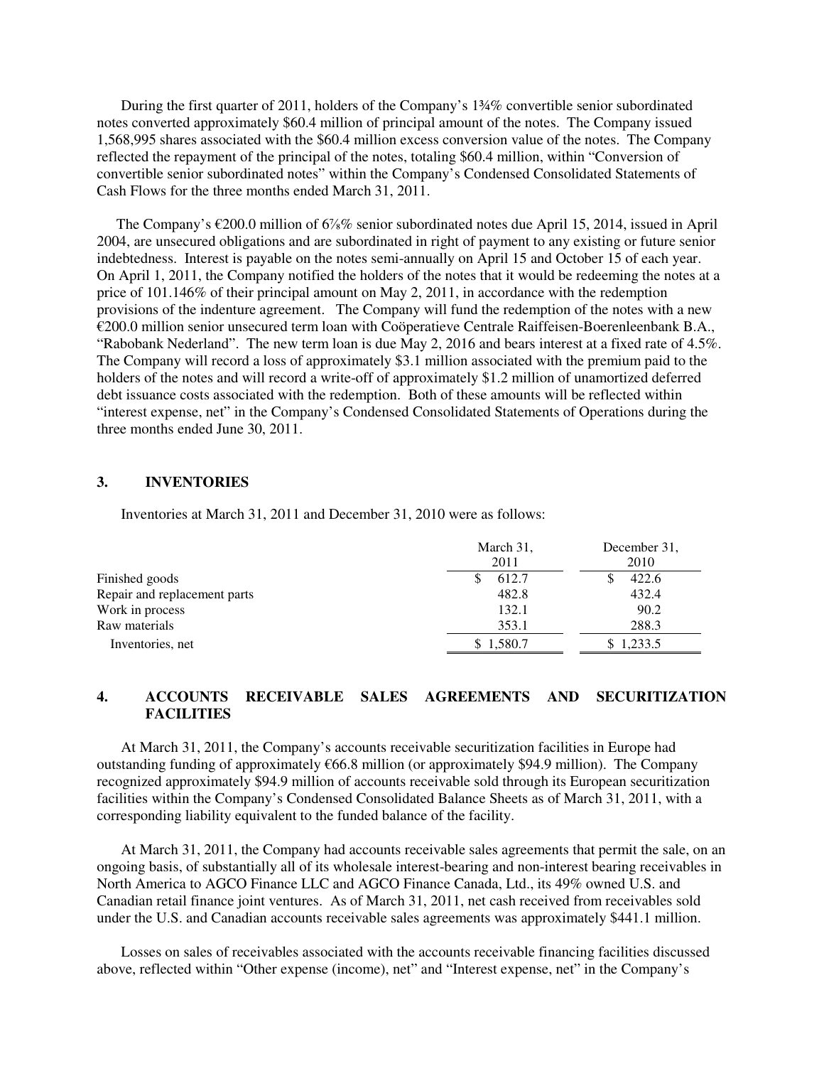During the first quarter of 2011, holders of the Company's 1¾% convertible senior subordinated notes converted approximately $60.4 million of principal amount of the notes. The Company issued 1,568,995 shares associated with the $60.4 million excess conversion value of the notes. The Company reflected the repayment of the principal of the notes, totaling $60.4 million, within "Conversion of convertible senior subordinated notes" within the Company's Condensed Consolidated Statements of Cash Flows for the three months ended March 31, 2011.

The Company's €200.0 million of 6⅞% senior subordinated notes due April 15, 2014, issued in April 2004, are unsecured obligations and are subordinated in right of payment to any existing or future senior indebtedness. Interest is payable on the notes semi-annually on April 15 and October 15 of each year. On April 1, 2011, the Company notified the holders of the notes that it would be redeeming the notes at a price of 101.146% of their principal amount on May 2, 2011, in accordance with the redemption provisions of the indenture agreement. The Company will fund the redemption of the notes with a new €200.0 million senior unsecured term loan with Coöperatieve Centrale Raiffeisen-Boerenleenbank B.A., "Rabobank Nederland". The new term loan is due May 2, 2016 and bears interest at a fixed rate of 4.5%. The Company will record a loss of approximately $3.1 million associated with the premium paid to the holders of the notes and will record a write-off of approximately $1.2 million of unamortized deferred debt issuance costs associated with the redemption. Both of these amounts will be reflected within "interest expense, net" in the Company's Condensed Consolidated Statements of Operations during the three months ended June 30, 2011.

## 3. INVENTORIES

Inventories at March 31, 2011 and December 31, 2010 were as follows:

| | March 31, 2011 | December 31, 2010 |
|---|---|---|
| Finished goods | $ 612.7 | $ 422.6 |
| Repair and replacement parts | 482.8 | 432.4 |
| Work in process | 132.1 | 90.2 |
| Raw materials | 353.1 | 288.3 |
| Inventories, net | $ 1,580.7 | $ 1,233.5 |

## 4. ACCOUNTS RECEIVABLE SALES AGREEMENTS AND SECURITIZATION FACILITIES

At March 31, 2011, the Company's accounts receivable securitization facilities in Europe had outstanding funding of approximately €66.8 million (or approximately $94.9 million). The Company recognized approximately $94.9 million of accounts receivable sold through its European securitization facilities within the Company's Condensed Consolidated Balance Sheets as of March 31, 2011, with a corresponding liability equivalent to the funded balance of the facility.

At March 31, 2011, the Company had accounts receivable sales agreements that permit the sale, on an ongoing basis, of substantially all of its wholesale interest-bearing and non-interest bearing receivables in North America to AGCO Finance LLC and AGCO Finance Canada, Ltd., its 49% owned U.S. and Canadian retail finance joint ventures. As of March 31, 2011, net cash received from receivables sold under the U.S. and Canadian accounts receivable sales agreements was approximately $441.1 million.

Losses on sales of receivables associated with the accounts receivable financing facilities discussed above, reflected within "Other expense (income), net" and "Interest expense, net" in the Company's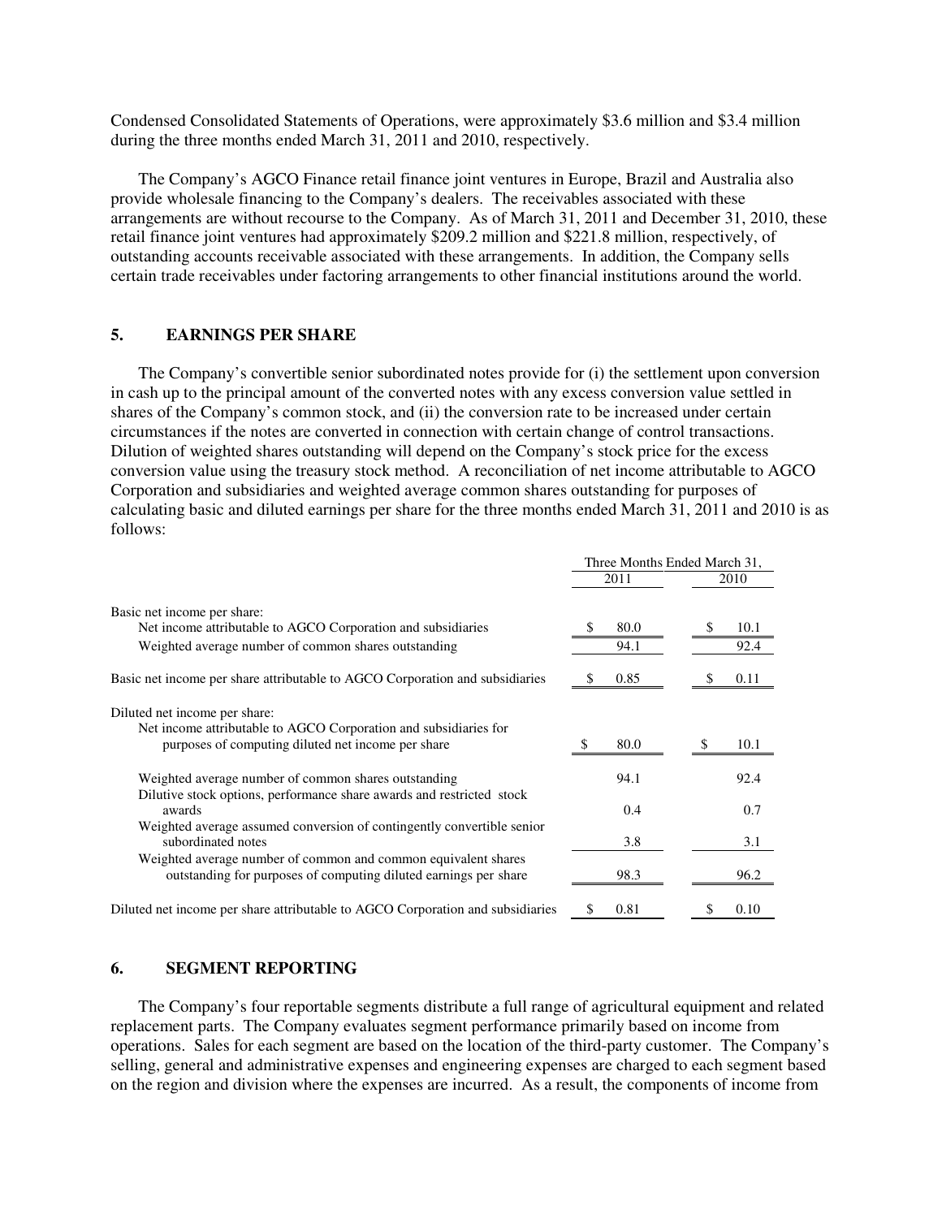Condensed Consolidated Statements of Operations, were approximately $3.6 million and $3.4 million during the three months ended March 31, 2011 and 2010, respectively.

The Company's AGCO Finance retail finance joint ventures in Europe, Brazil and Australia also provide wholesale financing to the Company's dealers. The receivables associated with these arrangements are without recourse to the Company. As of March 31, 2011 and December 31, 2010, these retail finance joint ventures had approximately $209.2 million and $221.8 million, respectively, of outstanding accounts receivable associated with these arrangements. In addition, the Company sells certain trade receivables under factoring arrangements to other financial institutions around the world.

## 5. EARNINGS PER SHARE

The Company's convertible senior subordinated notes provide for (i) the settlement upon conversion in cash up to the principal amount of the converted notes with any excess conversion value settled in shares of the Company's common stock, and (ii) the conversion rate to be increased under certain circumstances if the notes are converted in connection with certain change of control transactions. Dilution of weighted shares outstanding will depend on the Company's stock price for the excess conversion value using the treasury stock method. A reconciliation of net income attributable to AGCO Corporation and subsidiaries and weighted average common shares outstanding for purposes of calculating basic and diluted earnings per share for the three months ended March 31, 2011 and 2010 is as follows:

| | Three Months Ended March 31, | |
|---|---|---|
| | 2011 | 2010 |
| Basic net income per share: | | |
| Net income attributable to AGCO Corporation and subsidiaries | $ 80.0 | $ 10.1 |
| Weighted average number of common shares outstanding | 94.1 | 92.4 |
| Basic net income per share attributable to AGCO Corporation and subsidiaries | $ 0.85 | $ 0.11 |
| Diluted net income per share: | | |
| Net income attributable to AGCO Corporation and subsidiaries for purposes of computing diluted net income per share | $ 80.0 | $ 10.1 |
| Weighted average number of common shares outstanding | 94.1 | 92.4 |
| Dilutive stock options, performance share awards and restricted stock awards | 0.4 | 0.7 |
| Weighted average assumed conversion of contingently convertible senior subordinated notes | 3.8 | 3.1 |
| Weighted average number of common and common equivalent shares outstanding for purposes of computing diluted earnings per share | 98.3 | 96.2 |
| Diluted net income per share attributable to AGCO Corporation and subsidiaries | $ 0.81 | $ 0.10 |

## 6. SEGMENT REPORTING

The Company's four reportable segments distribute a full range of agricultural equipment and related replacement parts. The Company evaluates segment performance primarily based on income from operations. Sales for each segment are based on the location of the third-party customer. The Company's selling, general and administrative expenses and engineering expenses are charged to each segment based on the region and division where the expenses are incurred. As a result, the components of income from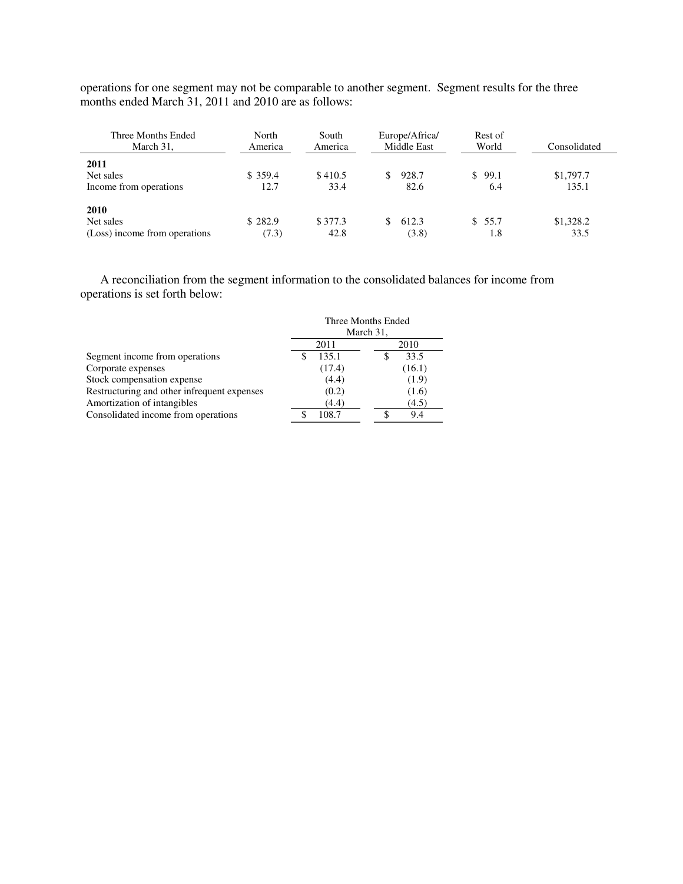operations for one segment may not be comparable to another segment. Segment results for the three months ended March 31, 2011 and 2010 are as follows:

| Three Months Ended March 31, | North America | South America | Europe/Africa/ Middle East | Rest of World | Consolidated |
|---|---|---|---|---|---|
| **2011** | | | | | |
| Net sales | $ 359.4 | $ 410.5 | $ 928.7 | $ 99.1 | $1,797.7 |
| Income from operations | 12.7 | 33.4 | 82.6 | 6.4 | 135.1 |
| **2010** | | | | | |
| Net sales | $ 282.9 | $ 377.3 | $ 612.3 | $ 55.7 | $1,328.2 |
| (Loss) income from operations | (7.3) | 42.8 | (3.8) | 1.8 | 33.5 |

A reconciliation from the segment information to the consolidated balances for income from operations is set forth below:

| | Three Months Ended March 31, | |
|---|---|---|
| | 2011 | 2010 |
| Segment income from operations | $ 135.1 | $ 33.5 |
| Corporate expenses | (17.4) | (16.1) |
| Stock compensation expense | (4.4) | (1.9) |
| Restructuring and other infrequent expenses | (0.2) | (1.6) |
| Amortization of intangibles | (4.4) | (4.5) |
| Consolidated income from operations | $ 108.7 | $ 9.4 |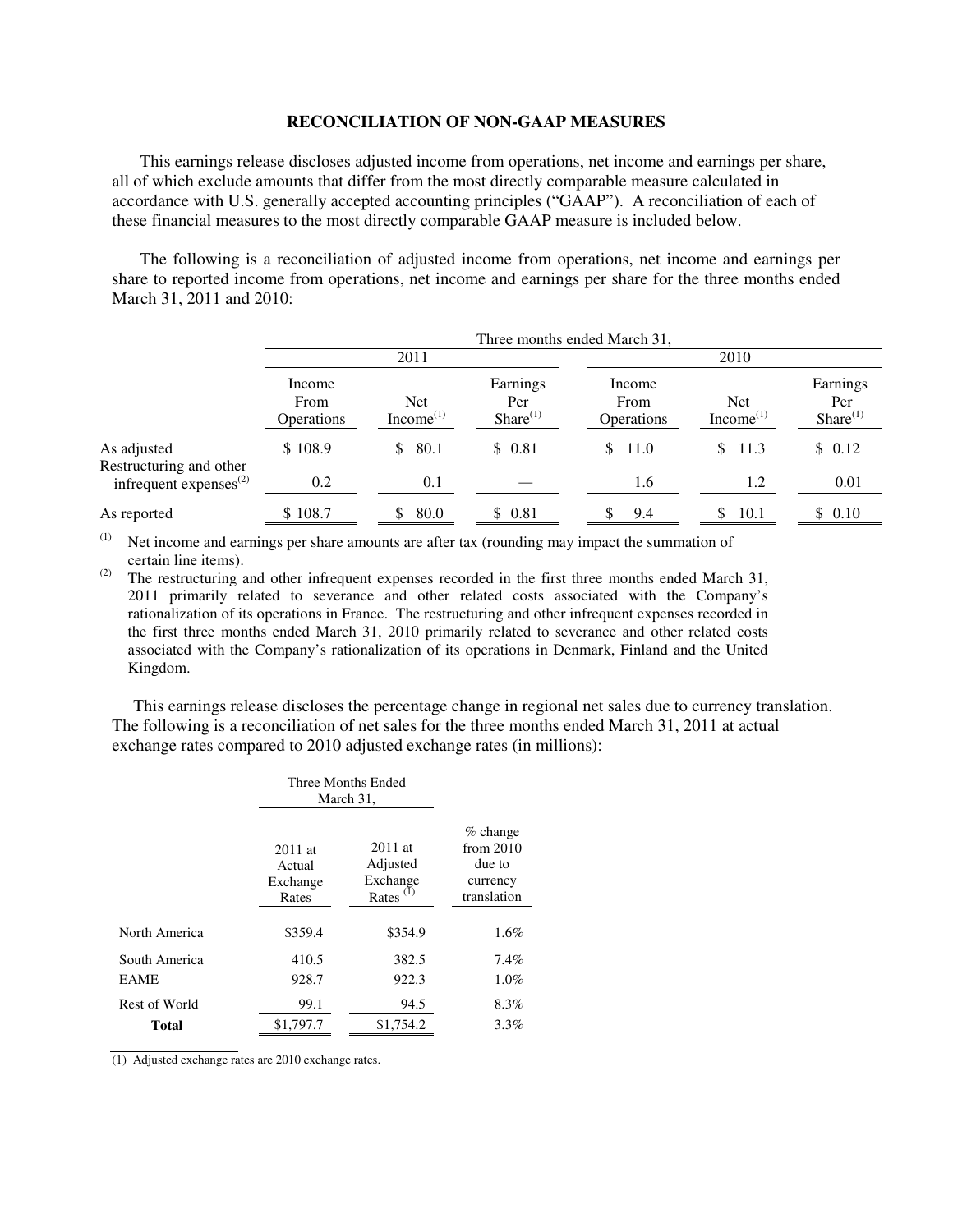**RECONCILIATION OF NON-GAAP MEASURES**

This earnings release discloses adjusted income from operations, net income and earnings per share, all of which exclude amounts that differ from the most directly comparable measure calculated in accordance with U.S. generally accepted accounting principles ("GAAP"). A reconciliation of each of these financial measures to the most directly comparable GAAP measure is included below.

The following is a reconciliation of adjusted income from operations, net income and earnings per share to reported income from operations, net income and earnings per share for the three months ended March 31, 2011 and 2010:

| | Three months ended March 31, | | | | | |
|---|---|---|---|---|---|---|
| | 2011 | | | 2010 | | |
| | Income From Operations | Net Income[1] | Earnings Per Share[1] | Income From Operations | Net Income[1] | Earnings Per Share[1] |
| As adjusted | $ 108.9 | $ 80.1 | $ 0.81 | $ 11.0 | $ 11.3 | $ 0.12 |
| Restructuring and other infrequent expenses[2] | 0.2 | 0.1 | — | 1.6 | 1.2 | 0.01 |
| As reported | $ 108.7 | $ 80.0 | $ 0.81 | $ 9.4 | $ 10.1 | $ 0.10 |

[1] Net income and earnings per share amounts are after tax (rounding may impact the summation of certain line items).

[2] The restructuring and other infrequent expenses recorded in the first three months ended March 31, 2011 primarily related to severance and other related costs associated with the Company's rationalization of its operations in France. The restructuring and other infrequent expenses recorded in the first three months ended March 31, 2010 primarily related to severance and other related costs associated with the Company's rationalization of its operations in Denmark, Finland and the United Kingdom.

This earnings release discloses the percentage change in regional net sales due to currency translation. The following is a reconciliation of net sales for the three months ended March 31, 2011 at actual exchange rates compared to 2010 adjusted exchange rates (in millions):

| | Three Months Ended March 31, | | |
|---|---|---|---|
| | 2011 at Actual Exchange Rates | 2011 at Adjusted Exchange Rates [1] | % change from 2010 due to currency translation |
| North America | $359.4 | $354.9 | 1.6% |
| South America | 410.5 | 382.5 | 7.4% |
| EAME | 928.7 | 922.3 | 1.0% |
| Rest of World | 99.1 | 94.5 | 8.3% |
| **Total** | $1,797.7 | $1,754.2 | 3.3% |

(1) Adjusted exchange rates are 2010 exchange rates.